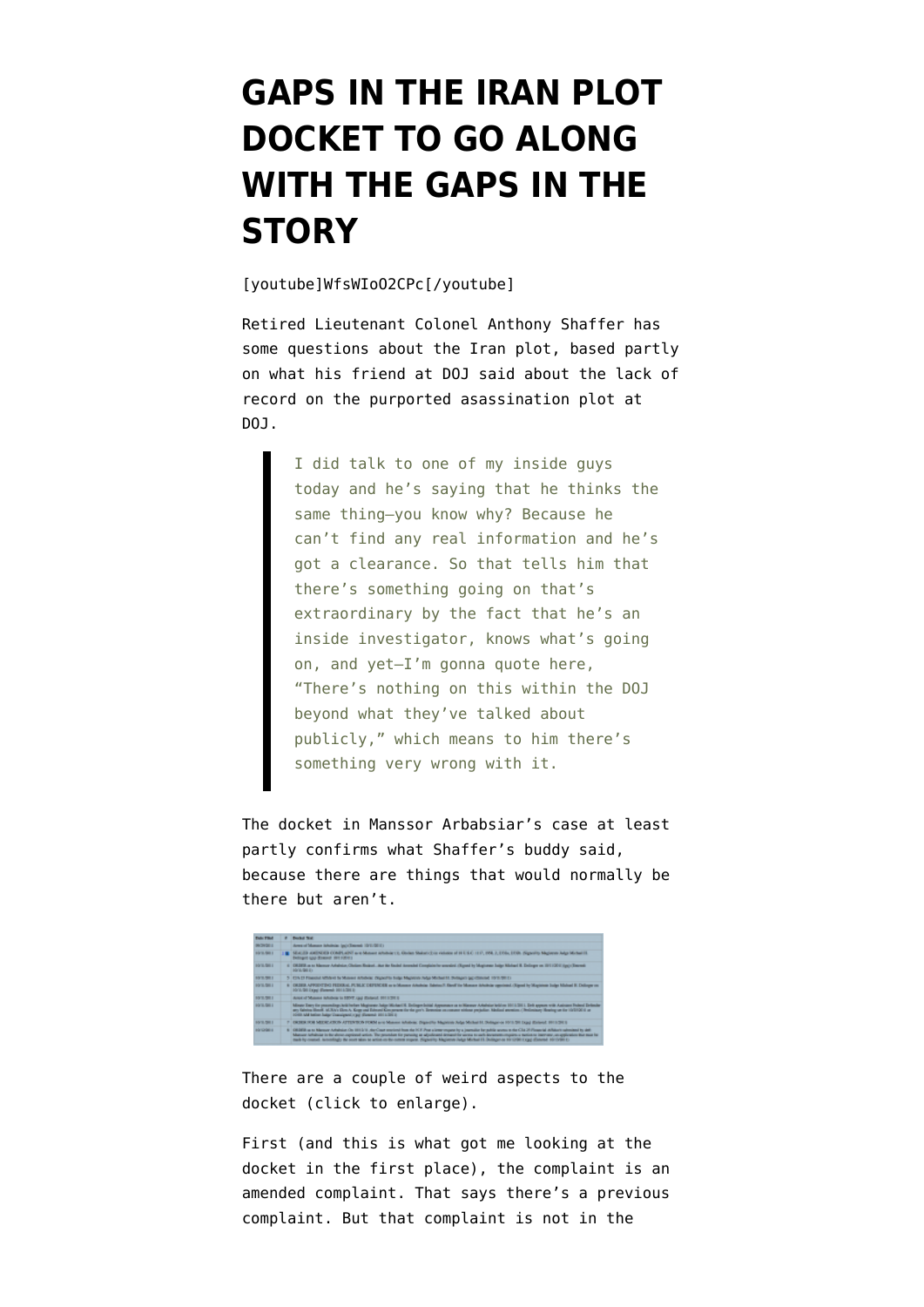# GAPS IN THE IRAN PLOT DOCKET TO GO ALONG WITH THE GAPS IN THE STORY

[youtube]WfsWIoO2CPc[/youtube]

Retired Lieutenant Colonel Anthony Shaffer has some questions about the Iran plot, based partly on what his friend at DOJ said about the lack of record on the purported asassination plot at DOJ.

> I did talk to one of my inside guys today and he's saying that he thinks the same thing–you know why? Because he can't find any real information and he's got a clearance. So that tells him that there's something going on that's extraordinary by the fact that he's an inside investigator, knows what's going on, and yet–I'm gonna quote here, "There's nothing on this within the DOJ beyond what they've talked about publicly," which means to him there's something very wrong with it.

The docket in Manssor Arbabsiar's case at least partly confirms what Shaffer's buddy said, because there are things that would normally be there but aren't.

There are a couple of weird aspects to the docket (click to enlarge).

First (and this is what got me looking at the docket in the first place), the complaint is an amended complaint. That says there's a previous complaint. But that complaint is not in the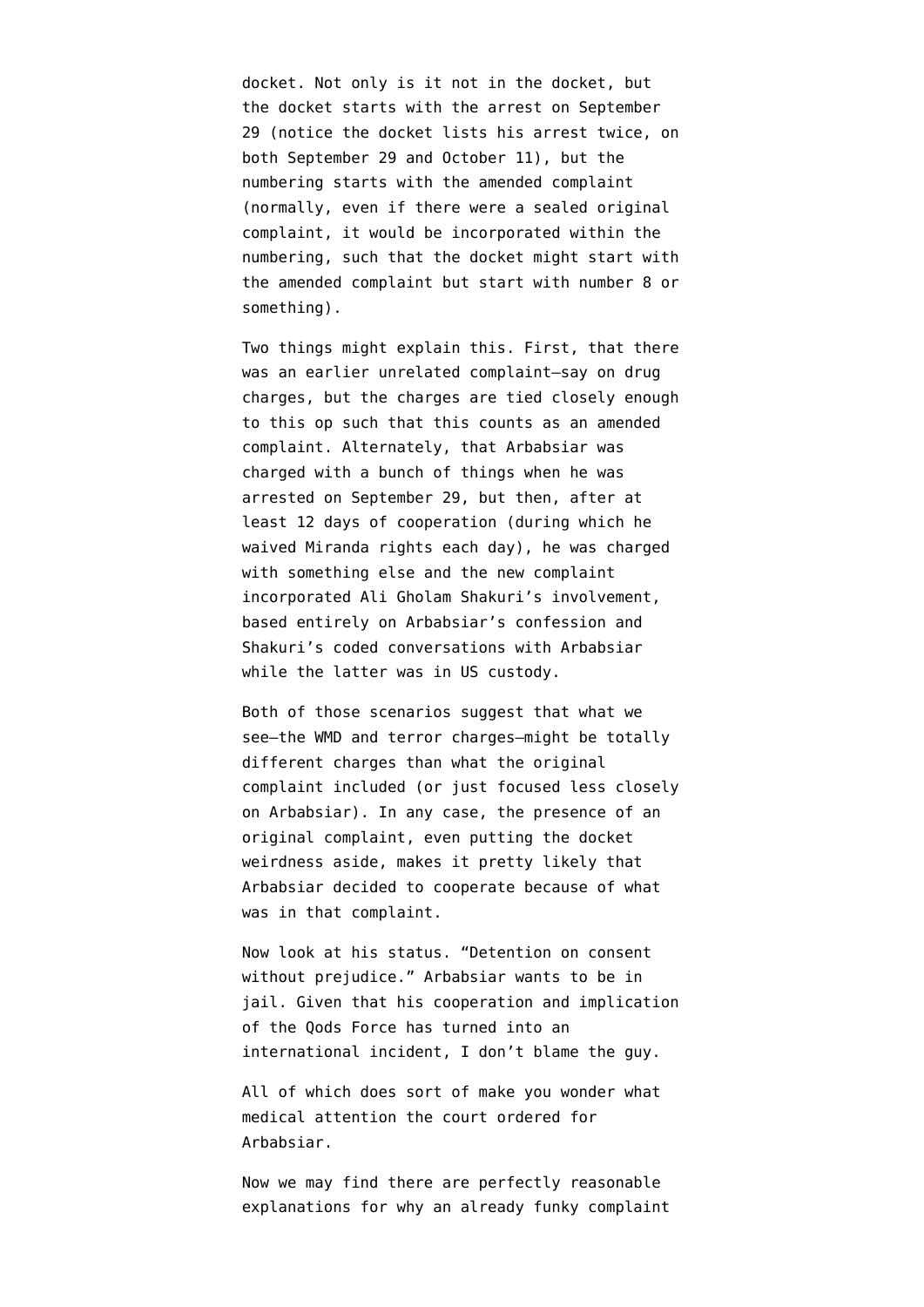docket. Not only is it not in the docket, but the docket starts with the arrest on September 29 (notice the docket lists his arrest twice, on both September 29 and October 11), but the numbering starts with the amended complaint (normally, even if there were a sealed original complaint, it would be incorporated within the numbering, such that the docket might start with the amended complaint but start with number 8 or something).

Two things might explain this. First, that there was an earlier unrelated complaint–say on drug charges, but the charges are tied closely enough to this op such that this counts as an amended complaint. Alternately, that Arbabsiar was charged with a bunch of things when he was arrested on September 29, but then, after at least 12 days of cooperation (during which he waived Miranda rights each day), he was charged with something else and the new complaint incorporated Ali Gholam Shakuri's involvement, based entirely on Arbabsiar's confession and Shakuri's coded conversations with Arbabsiar while the latter was in US custody.

Both of those scenarios suggest that what we see–the WMD and terror charges–might be totally different charges than what the original complaint included (or just focused less closely on Arbabsiar). In any case, the presence of an original complaint, even putting the docket weirdness aside, makes it pretty likely that Arbabsiar decided to cooperate because of what was in that complaint.

Now look at his status. "Detention on consent without prejudice." Arbabsiar wants to be in jail. Given that his cooperation and implication of the Qods Force has turned into an international incident, I don't blame the guy.

All of which does sort of make you wonder what medical attention the court ordered for Arbabsiar.

Now we may find there are perfectly reasonable explanations for why an already funky complaint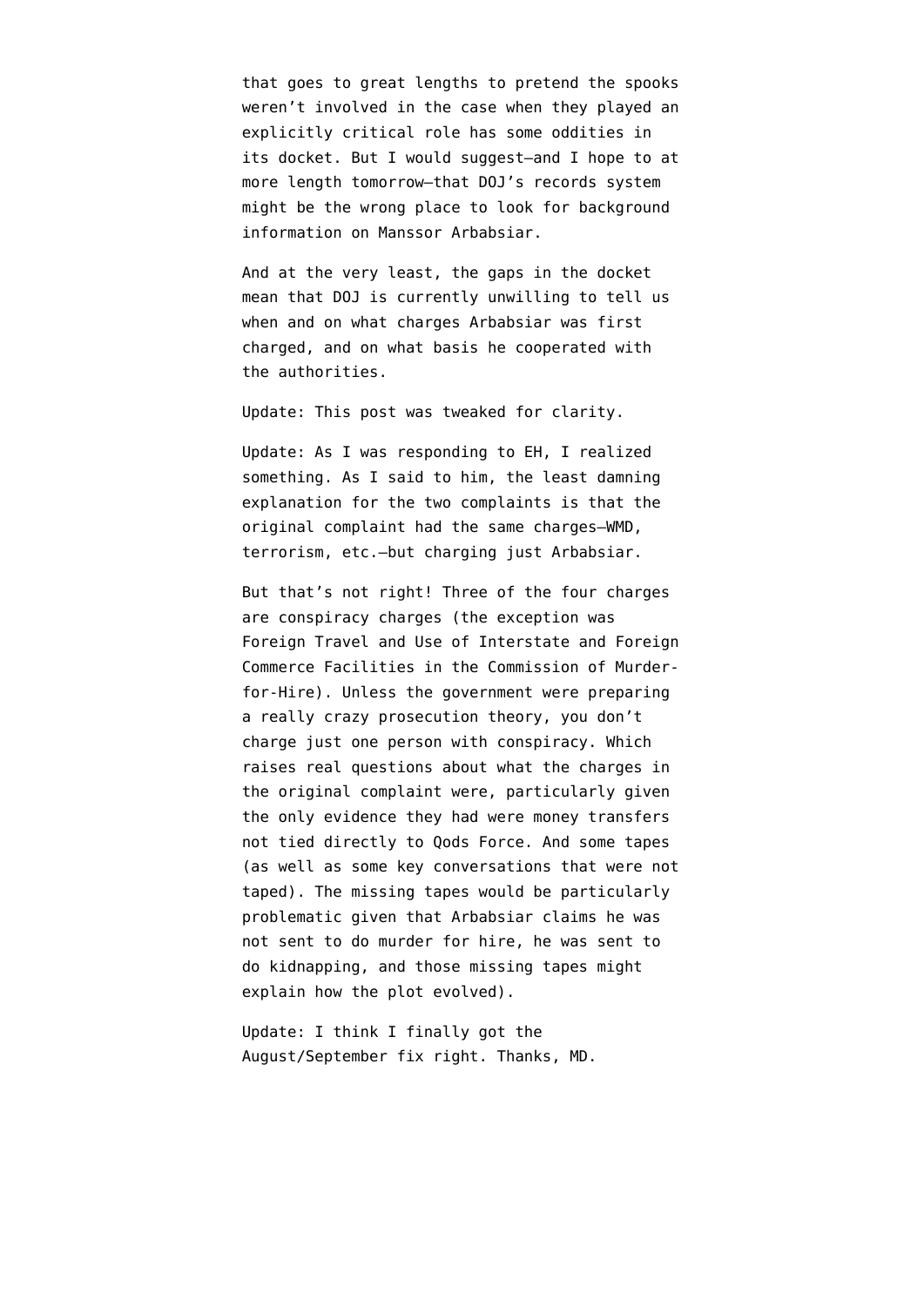that goes to great lengths to pretend the spooks weren't involved in the case when they played an explicitly critical role has some oddities in its docket. But I would suggest—and I hope to at more length tomorrow—that DOJ's records system might be the wrong place to look for background information on Manssor Arbabsiar.

And at the very least, the gaps in the docket mean that DOJ is currently unwilling to tell us when and on what charges Arbabsiar was first charged, and on what basis he cooperated with the authorities.

Update: This post was tweaked for clarity.

Update: As I was responding to EH, I realized something. As I said to him, the least damning explanation for the two complaints is that the original complaint had the same charges—WMD, terrorism, etc.—but charging just Arbabsiar.

But that's not right! Three of the four charges are conspiracy charges (the exception was Foreign Travel and Use of Interstate and Foreign Commerce Facilities in the Commission of Murder-for-Hire). Unless the government were preparing a really crazy prosecution theory, you don't charge just one person with conspiracy. Which raises real questions about what the charges in the original complaint were, particularly given the only evidence they had were money transfers not tied directly to Qods Force. And some tapes (as well as some key conversations that were not taped). The missing tapes would be particularly problematic given that Arbabsiar claims he was not sent to do murder for hire, he was sent to do kidnapping, and those missing tapes might explain how the plot evolved).

Update: I think I finally got the August/September fix right. Thanks, MD.